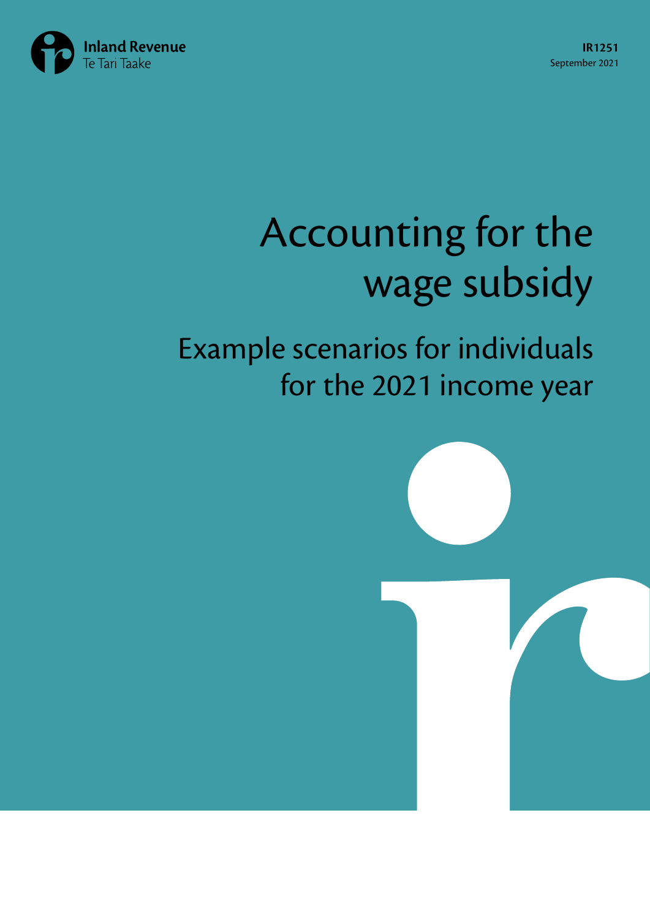Inland Revenue
Te Tari Taake

**IR1251**
September 2021

# Accounting for the wage subsidy

## Example scenarios for individuals for the 2021 income year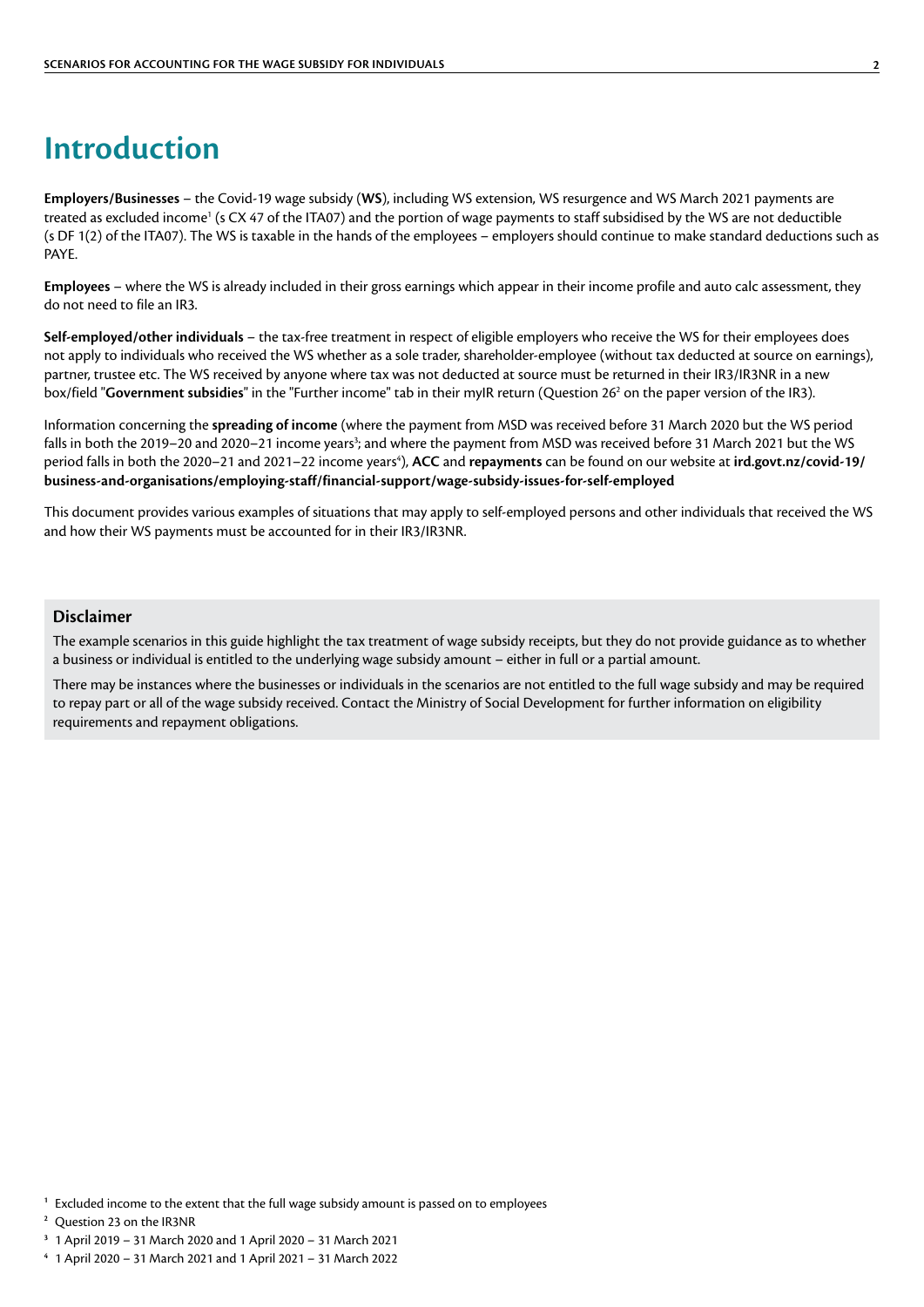# Introduction

**Employers/Businesses** – the Covid-19 wage subsidy (**WS**), including WS extension, WS resurgence and WS March 2021 payments are treated as excluded income[1] (s CX 47 of the ITA07) and the portion of wage payments to staff subsidised by the WS are not deductible (s DF 1(2) of the ITA07). The WS is taxable in the hands of the employees – employers should continue to make standard deductions such as PAYE.

**Employees** – where the WS is already included in their gross earnings which appear in their income profile and auto calc assessment, they do not need to file an IR3.

**Self-employed/other individuals** – the tax-free treatment in respect of eligible employers who receive the WS for their employees does not apply to individuals who received the WS whether as a sole trader, shareholder-employee (without tax deducted at source on earnings), partner, trustee etc. The WS received by anyone where tax was not deducted at source must be returned in their IR3/IR3NR in a new box/field "**Government subsidies**" in the "Further income" tab in their myIR return (Question 26[2] on the paper version of the IR3).

Information concerning the **spreading of income** (where the payment from MSD was received before 31 March 2020 but the WS period falls in both the 2019–20 and 2020–21 income years[3]; and where the payment from MSD was received before 31 March 2021 but the WS period falls in both the 2020–21 and 2021–22 income years[4]), **ACC** and **repayments** can be found on our website at **ird.govt.nz/covid-19/business-and-organisations/employing-staff/financial-support/wage-subsidy-issues-for-self-employed**

This document provides various examples of situations that may apply to self-employed persons and other individuals that received the WS and how their WS payments must be accounted for in their IR3/IR3NR.

### Disclaimer

The example scenarios in this guide highlight the tax treatment of wage subsidy receipts, but they do not provide guidance as to whether a business or individual is entitled to the underlying wage subsidy amount – either in full or a partial amount.

There may be instances where the businesses or individuals in the scenarios are not entitled to the full wage subsidy and may be required to repay part or all of the wage subsidy received. Contact the Ministry of Social Development for further information on eligibility requirements and repayment obligations.

[1] Excluded income to the extent that the full wage subsidy amount is passed on to employees

[2] Question 23 on the IR3NR

[3] 1 April 2019 – 31 March 2020 and 1 April 2020 – 31 March 2021

[4] 1 April 2020 – 31 March 2021 and 1 April 2021 – 31 March 2022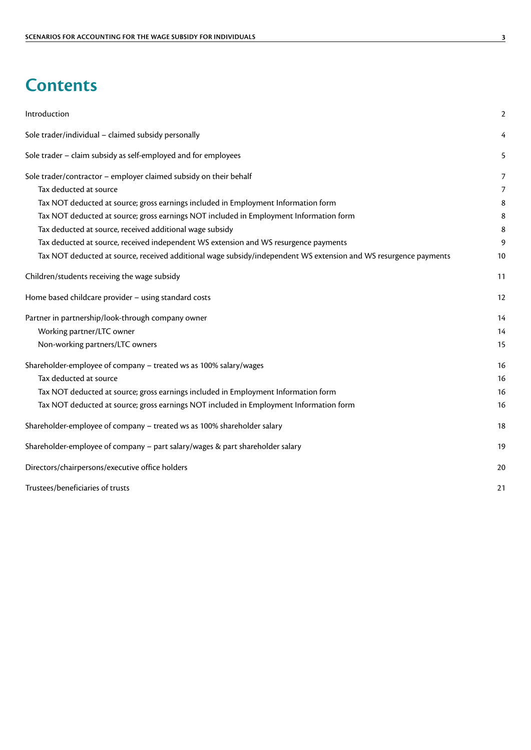# Contents

| | |
|---|---|
| Introduction | 2 |
| Sole trader/individual – claimed subsidy personally | 4 |
| Sole trader – claim subsidy as self-employed and for employees | 5 |
| Sole trader/contractor – employer claimed subsidy on their behalf | 7 |
| Tax deducted at source | 7 |
| Tax NOT deducted at source; gross earnings included in Employment Information form | 8 |
| Tax NOT deducted at source; gross earnings NOT included in Employment Information form | 8 |
| Tax deducted at source, received additional wage subsidy | 8 |
| Tax deducted at source, received independent WS extension and WS resurgence payments | 9 |
| Tax NOT deducted at source, received additional wage subsidy/independent WS extension and WS resurgence payments | 10 |
| Children/students receiving the wage subsidy | 11 |
| Home based childcare provider – using standard costs | 12 |
| Partner in partnership/look-through company owner | 14 |
| Working partner/LTC owner | 14 |
| Non-working partners/LTC owners | 15 |
| Shareholder-employee of company – treated ws as 100% salary/wages | 16 |
| Tax deducted at source | 16 |
| Tax NOT deducted at source; gross earnings included in Employment Information form | 16 |
| Tax NOT deducted at source; gross earnings NOT included in Employment Information form | 16 |
| Shareholder-employee of company – treated ws as 100% shareholder salary | 18 |
| Shareholder-employee of company – part salary/wages & part shareholder salary | 19 |
| Directors/chairpersons/executive office holders | 20 |
| Trustees/beneficiaries of trusts | 21 |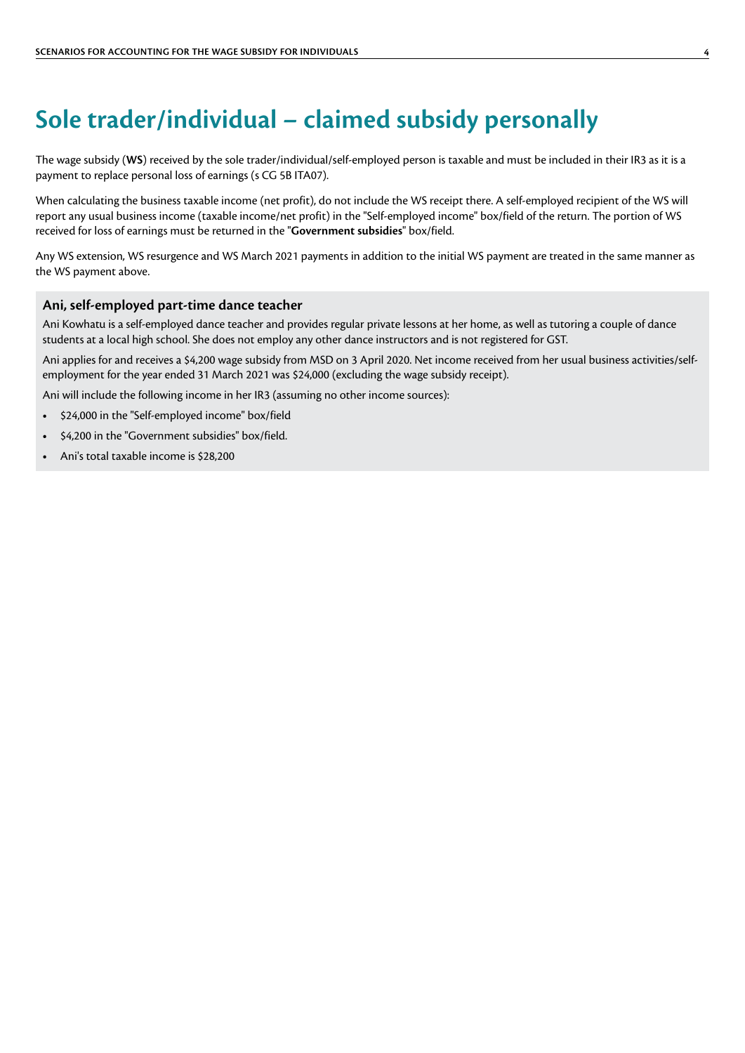# Sole trader/individual – claimed subsidy personally

The wage subsidy (**WS**) received by the sole trader/individual/self-employed person is taxable and must be included in their IR3 as it is a payment to replace personal loss of earnings (s CG 5B ITA07).

When calculating the business taxable income (net profit), do not include the WS receipt there. A self-employed recipient of the WS will report any usual business income (taxable income/net profit) in the "Self-employed income" box/field of the return. The portion of WS received for loss of earnings must be returned in the "**Government subsidies**" box/field.

Any WS extension, WS resurgence and WS March 2021 payments in addition to the initial WS payment are treated in the same manner as the WS payment above.

### Ani, self-employed part-time dance teacher

Ani Kowhatu is a self-employed dance teacher and provides regular private lessons at her home, as well as tutoring a couple of dance students at a local high school. She does not employ any other dance instructors and is not registered for GST.

Ani applies for and receives a $4,200 wage subsidy from MSD on 3 April 2020. Net income received from her usual business activities/self-employment for the year ended 31 March 2021 was $24,000 (excluding the wage subsidy receipt).

Ani will include the following income in her IR3 (assuming no other income sources):

- $24,000 in the "Self-employed income" box/field
- $4,200 in the "Government subsidies" box/field.
- Ani's total taxable income is $28,200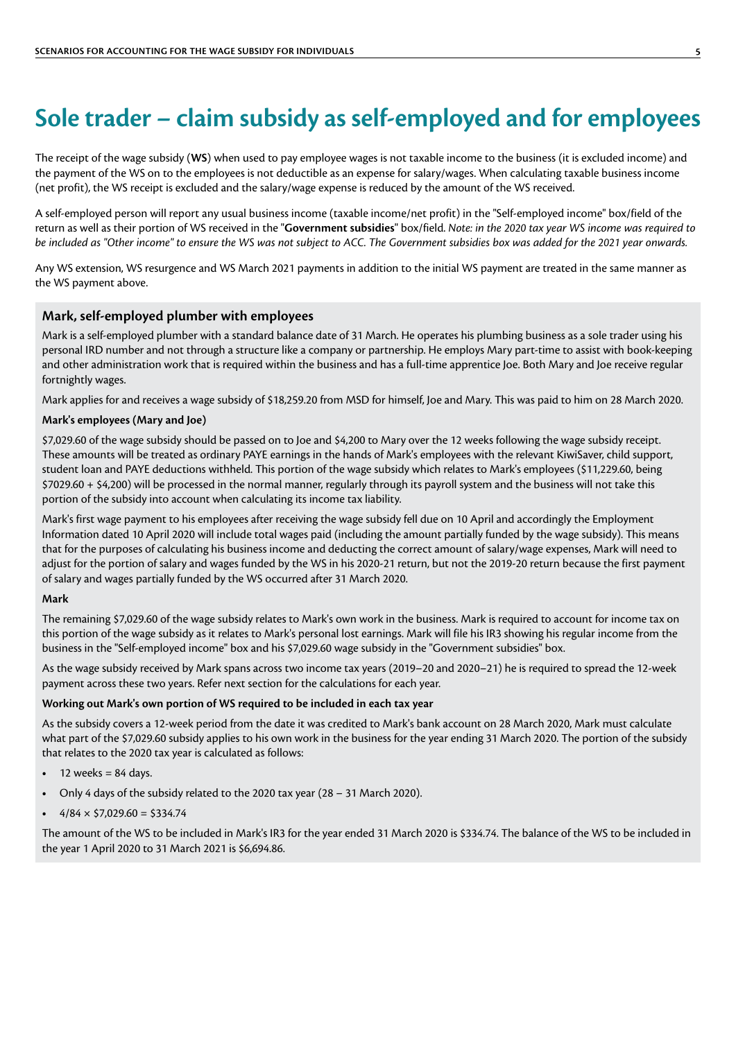# Sole trader – claim subsidy as self-employed and for employees

The receipt of the wage subsidy (**WS**) when used to pay employee wages is not taxable income to the business (it is excluded income) and the payment of the WS on to the employees is not deductible as an expense for salary/wages. When calculating taxable business income (net profit), the WS receipt is excluded and the salary/wage expense is reduced by the amount of the WS received.

A self-employed person will report any usual business income (taxable income/net profit) in the "Self-employed income" box/field of the return as well as their portion of WS received in the "**Government subsidies**" box/field. *Note: in the 2020 tax year WS income was required to be included as "Other income" to ensure the WS was not subject to ACC. The Government subsidies box was added for the 2021 year onwards.*

Any WS extension, WS resurgence and WS March 2021 payments in addition to the initial WS payment are treated in the same manner as the WS payment above.

### Mark, self-employed plumber with employees

Mark is a self-employed plumber with a standard balance date of 31 March. He operates his plumbing business as a sole trader using his personal IRD number and not through a structure like a company or partnership. He employs Mary part-time to assist with book-keeping and other administration work that is required within the business and has a full-time apprentice Joe. Both Mary and Joe receive regular fortnightly wages.

Mark applies for and receives a wage subsidy of $18,259.20 from MSD for himself, Joe and Mary. This was paid to him on 28 March 2020.

**Mark's employees (Mary and Joe)**

$7,029.60 of the wage subsidy should be passed on to Joe and $4,200 to Mary over the 12 weeks following the wage subsidy receipt. These amounts will be treated as ordinary PAYE earnings in the hands of Mark's employees with the relevant KiwiSaver, child support, student loan and PAYE deductions withheld. This portion of the wage subsidy which relates to Mark's employees ($11,229.60, being $7029.60 + $4,200) will be processed in the normal manner, regularly through its payroll system and the business will not take this portion of the subsidy into account when calculating its income tax liability.

Mark's first wage payment to his employees after receiving the wage subsidy fell due on 10 April and accordingly the Employment Information dated 10 April 2020 will include total wages paid (including the amount partially funded by the wage subsidy). This means that for the purposes of calculating his business income and deducting the correct amount of salary/wage expenses, Mark will need to adjust for the portion of salary and wages funded by the WS in his 2020-21 return, but not the 2019-20 return because the first payment of salary and wages partially funded by the WS occurred after 31 March 2020.

**Mark**

The remaining $7,029.60 of the wage subsidy relates to Mark's own work in the business. Mark is required to account for income tax on this portion of the wage subsidy as it relates to Mark's personal lost earnings. Mark will file his IR3 showing his regular income from the business in the "Self-employed income" box and his $7,029.60 wage subsidy in the "Government subsidies" box.

As the wage subsidy received by Mark spans across two income tax years (2019–20 and 2020–21) he is required to spread the 12-week payment across these two years. Refer next section for the calculations for each year.

**Working out Mark's own portion of WS required to be included in each tax year**

As the subsidy covers a 12-week period from the date it was credited to Mark's bank account on 28 March 2020, Mark must calculate what part of the $7,029.60 subsidy applies to his own work in the business for the year ending 31 March 2020. The portion of the subsidy that relates to the 2020 tax year is calculated as follows:

- 12 weeks = 84 days.
- Only 4 days of the subsidy related to the 2020 tax year (28 – 31 March 2020).
- 4/84 × $7,029.60 = $334.74

The amount of the WS to be included in Mark's IR3 for the year ended 31 March 2020 is $334.74. The balance of the WS to be included in the year 1 April 2020 to 31 March 2021 is $6,694.86.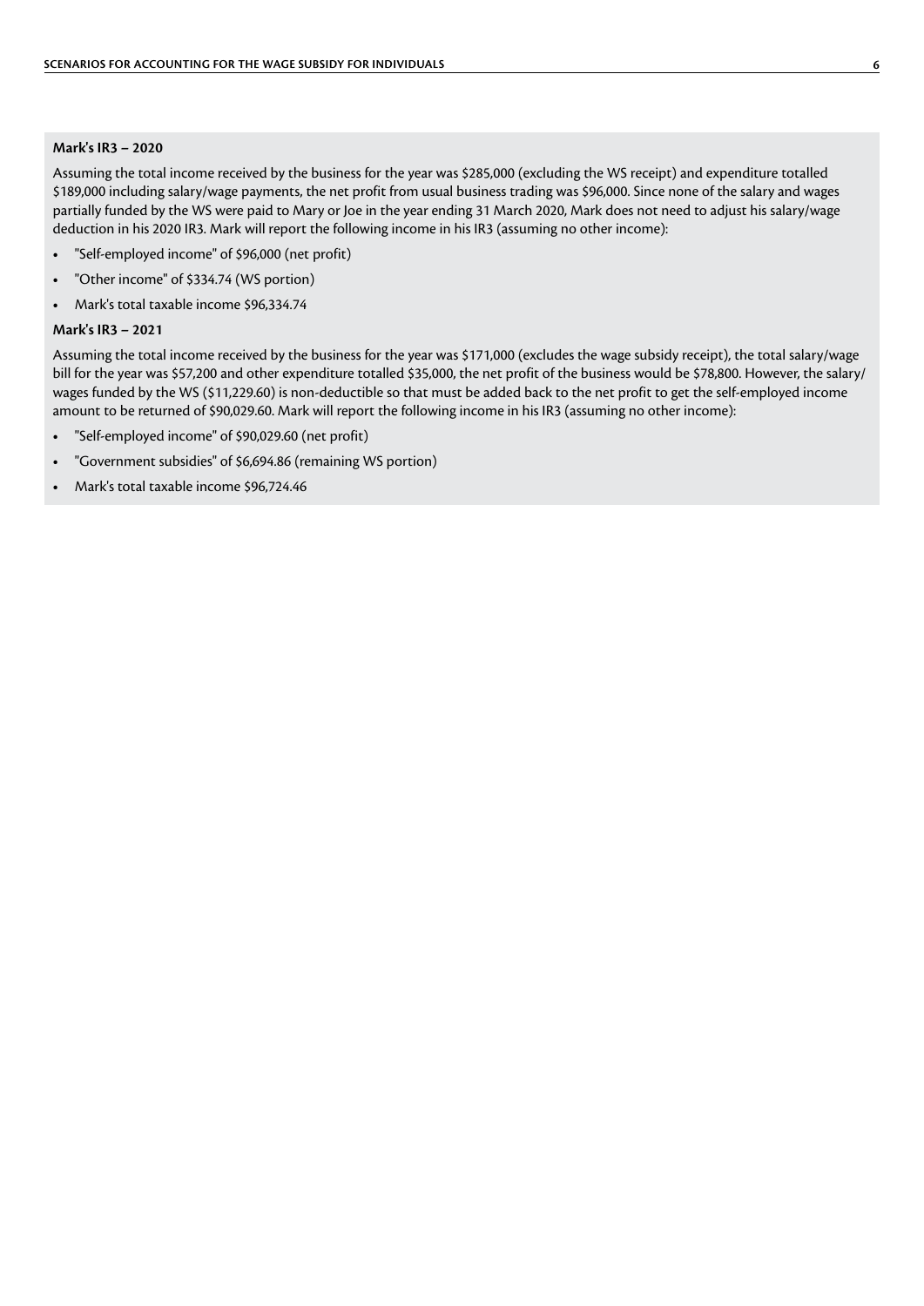**Mark's IR3 – 2020**

Assuming the total income received by the business for the year was $285,000 (excluding the WS receipt) and expenditure totalled $189,000 including salary/wage payments, the net profit from usual business trading was $96,000. Since none of the salary and wages partially funded by the WS were paid to Mary or Joe in the year ending 31 March 2020, Mark does not need to adjust his salary/wage deduction in his 2020 IR3. Mark will report the following income in his IR3 (assuming no other income):

- "Self-employed income" of $96,000 (net profit)
- "Other income" of $334.74 (WS portion)
- Mark's total taxable income $96,334.74

**Mark's IR3 – 2021**

Assuming the total income received by the business for the year was $171,000 (excludes the wage subsidy receipt), the total salary/wage bill for the year was $57,200 and other expenditure totalled $35,000, the net profit of the business would be $78,800. However, the salary/wages funded by the WS ($11,229.60) is non-deductible so that must be added back to the net profit to get the self-employed income amount to be returned of $90,029.60. Mark will report the following income in his IR3 (assuming no other income):

- "Self-employed income" of $90,029.60 (net profit)
- "Government subsidies" of $6,694.86 (remaining WS portion)
- Mark's total taxable income $96,724.46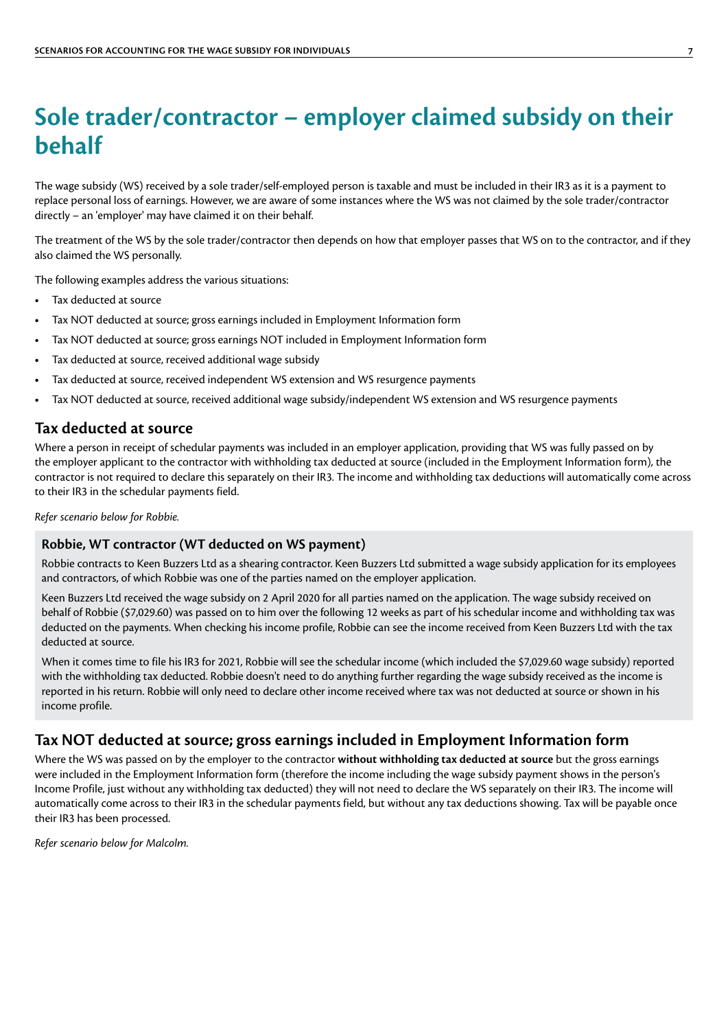# Sole trader/contractor – employer claimed subsidy on their behalf

The wage subsidy (WS) received by a sole trader/self-employed person is taxable and must be included in their IR3 as it is a payment to replace personal loss of earnings. However, we are aware of some instances where the WS was not claimed by the sole trader/contractor directly – an 'employer' may have claimed it on their behalf.

The treatment of the WS by the sole trader/contractor then depends on how that employer passes that WS on to the contractor, and if they also claimed the WS personally.

The following examples address the various situations:

- Tax deducted at source
- Tax NOT deducted at source; gross earnings included in Employment Information form
- Tax NOT deducted at source; gross earnings NOT included in Employment Information form
- Tax deducted at source, received additional wage subsidy
- Tax deducted at source, received independent WS extension and WS resurgence payments
- Tax NOT deducted at source, received additional wage subsidy/independent WS extension and WS resurgence payments

## Tax deducted at source

Where a person in receipt of schedular payments was included in an employer application, providing that WS was fully passed on by the employer applicant to the contractor with withholding tax deducted at source (included in the Employment Information form), the contractor is not required to declare this separately on their IR3. The income and withholding tax deductions will automatically come across to their IR3 in the schedular payments field.

*Refer scenario below for Robbie.*

### Robbie, WT contractor (WT deducted on WS payment)

Robbie contracts to Keen Buzzers Ltd as a shearing contractor. Keen Buzzers Ltd submitted a wage subsidy application for its employees and contractors, of which Robbie was one of the parties named on the employer application.

Keen Buzzers Ltd received the wage subsidy on 2 April 2020 for all parties named on the application. The wage subsidy received on behalf of Robbie ($7,029.60) was passed on to him over the following 12 weeks as part of his schedular income and withholding tax was deducted on the payments. When checking his income profile, Robbie can see the income received from Keen Buzzers Ltd with the tax deducted at source.

When it comes time to file his IR3 for 2021, Robbie will see the schedular income (which included the $7,029.60 wage subsidy) reported with the withholding tax deducted. Robbie doesn't need to do anything further regarding the wage subsidy received as the income is reported in his return. Robbie will only need to declare other income received where tax was not deducted at source or shown in his income profile.

## Tax NOT deducted at source; gross earnings included in Employment Information form

Where the WS was passed on by the employer to the contractor **without withholding tax deducted at source** but the gross earnings were included in the Employment Information form (therefore the income including the wage subsidy payment shows in the person's Income Profile, just without any withholding tax deducted) they will not need to declare the WS separately on their IR3. The income will automatically come across to their IR3 in the schedular payments field, but without any tax deductions showing. Tax will be payable once their IR3 has been processed.

*Refer scenario below for Malcolm.*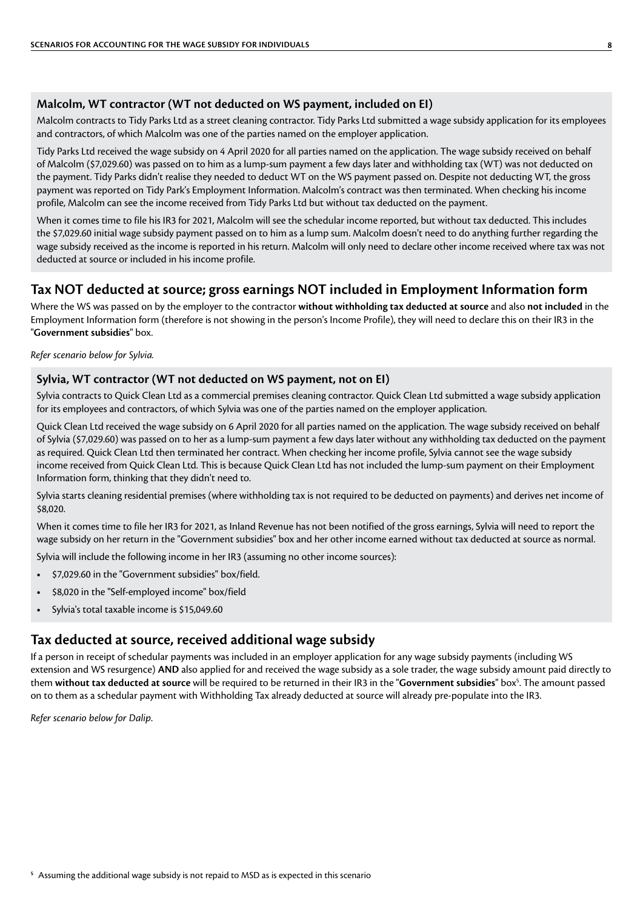### Malcolm, WT contractor (WT not deducted on WS payment, included on EI)

Malcolm contracts to Tidy Parks Ltd as a street cleaning contractor. Tidy Parks Ltd submitted a wage subsidy application for its employees and contractors, of which Malcolm was one of the parties named on the employer application.

Tidy Parks Ltd received the wage subsidy on 4 April 2020 for all parties named on the application. The wage subsidy received on behalf of Malcolm ($7,029.60) was passed on to him as a lump-sum payment a few days later and withholding tax (WT) was not deducted on the payment. Tidy Parks didn't realise they needed to deduct WT on the WS payment passed on. Despite not deducting WT, the gross payment was reported on Tidy Park's Employment Information. Malcolm's contract was then terminated. When checking his income profile, Malcolm can see the income received from Tidy Parks Ltd but without tax deducted on the payment.

When it comes time to file his IR3 for 2021, Malcolm will see the schedular income reported, but without tax deducted. This includes the $7,029.60 initial wage subsidy payment passed on to him as a lump sum. Malcolm doesn't need to do anything further regarding the wage subsidy received as the income is reported in his return. Malcolm will only need to declare other income received where tax was not deducted at source or included in his income profile.

## Tax NOT deducted at source; gross earnings NOT included in Employment Information form

Where the WS was passed on by the employer to the contractor **without withholding tax deducted at source** and also **not included** in the Employment Information form (therefore is not showing in the person's Income Profile), they will need to declare this on their IR3 in the "**Government subsidies**" box.

*Refer scenario below for Sylvia.*

### Sylvia, WT contractor (WT not deducted on WS payment, not on EI)

Sylvia contracts to Quick Clean Ltd as a commercial premises cleaning contractor. Quick Clean Ltd submitted a wage subsidy application for its employees and contractors, of which Sylvia was one of the parties named on the employer application.

Quick Clean Ltd received the wage subsidy on 6 April 2020 for all parties named on the application. The wage subsidy received on behalf of Sylvia ($7,029.60) was passed on to her as a lump-sum payment a few days later without any withholding tax deducted on the payment as required. Quick Clean Ltd then terminated her contract. When checking her income profile, Sylvia cannot see the wage subsidy income received from Quick Clean Ltd. This is because Quick Clean Ltd has not included the lump-sum payment on their Employment Information form, thinking that they didn't need to.

Sylvia starts cleaning residential premises (where withholding tax is not required to be deducted on payments) and derives net income of $8,020.

When it comes time to file her IR3 for 2021, as Inland Revenue has not been notified of the gross earnings, Sylvia will need to report the wage subsidy on her return in the "Government subsidies" box and her other income earned without tax deducted at source as normal.

Sylvia will include the following income in her IR3 (assuming no other income sources):

- $7,029.60 in the "Government subsidies" box/field.
- $8,020 in the "Self-employed income" box/field
- Sylvia's total taxable income is $15,049.60

## Tax deducted at source, received additional wage subsidy

If a person in receipt of schedular payments was included in an employer application for any wage subsidy payments (including WS extension and WS resurgence) **AND** also applied for and received the wage subsidy as a sole trader, the wage subsidy amount paid directly to them **without tax deducted at source** will be required to be returned in their IR3 in the "**Government subsidies**" box[5]. The amount passed on to them as a schedular payment with Withholding Tax already deducted at source will already pre-populate into the IR3.

*Refer scenario below for Dalip.*

[5] Assuming the additional wage subsidy is not repaid to MSD as is expected in this scenario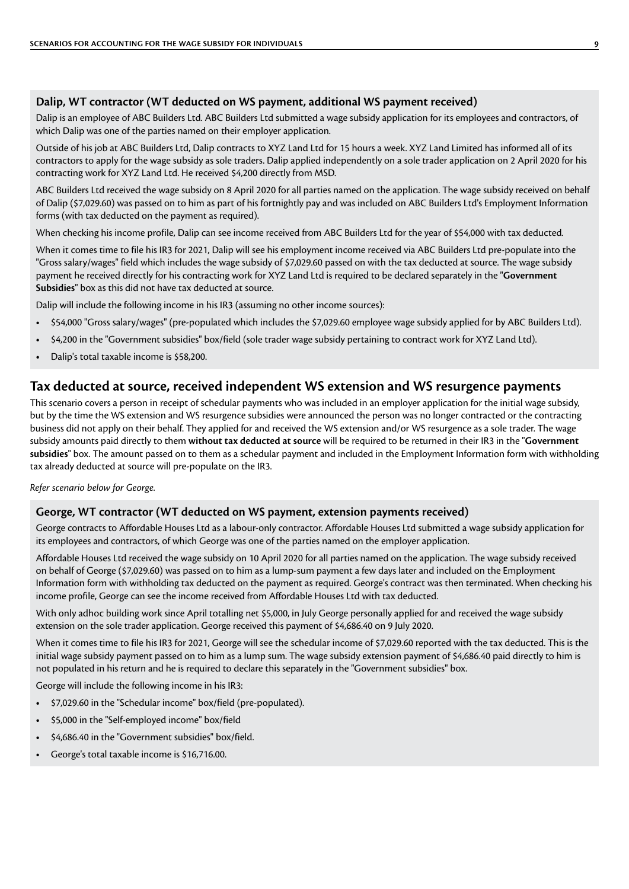### Dalip, WT contractor (WT deducted on WS payment, additional WS payment received)

Dalip is an employee of ABC Builders Ltd. ABC Builders Ltd submitted a wage subsidy application for its employees and contractors, of which Dalip was one of the parties named on their employer application.

Outside of his job at ABC Builders Ltd, Dalip contracts to XYZ Land Ltd for 15 hours a week. XYZ Land Limited has informed all of its contractors to apply for the wage subsidy as sole traders. Dalip applied independently on a sole trader application on 2 April 2020 for his contracting work for XYZ Land Ltd. He received $4,200 directly from MSD.

ABC Builders Ltd received the wage subsidy on 8 April 2020 for all parties named on the application. The wage subsidy received on behalf of Dalip ($7,029.60) was passed on to him as part of his fortnightly pay and was included on ABC Builders Ltd's Employment Information forms (with tax deducted on the payment as required).

When checking his income profile, Dalip can see income received from ABC Builders Ltd for the year of $54,000 with tax deducted.

When it comes time to file his IR3 for 2021, Dalip will see his employment income received via ABC Builders Ltd pre-populate into the "Gross salary/wages" field which includes the wage subsidy of $7,029.60 passed on with the tax deducted at source. The wage subsidy payment he received directly for his contracting work for XYZ Land Ltd is required to be declared separately in the "**Government Subsidies**" box as this did not have tax deducted at source.

Dalip will include the following income in his IR3 (assuming no other income sources):

- $54,000 "Gross salary/wages" (pre-populated which includes the $7,029.60 employee wage subsidy applied for by ABC Builders Ltd).
- $4,200 in the "Government subsidies" box/field (sole trader wage subsidy pertaining to contract work for XYZ Land Ltd).
- Dalip's total taxable income is $58,200.

## Tax deducted at source, received independent WS extension and WS resurgence payments

This scenario covers a person in receipt of schedular payments who was included in an employer application for the initial wage subsidy, but by the time the WS extension and WS resurgence subsidies were announced the person was no longer contracted or the contracting business did not apply on their behalf. They applied for and received the WS extension and/or WS resurgence as a sole trader. The wage subsidy amounts paid directly to them **without tax deducted at source** will be required to be returned in their IR3 in the "**Government subsidies**" box. The amount passed on to them as a schedular payment and included in the Employment Information form with withholding tax already deducted at source will pre-populate on the IR3.

*Refer scenario below for George.*

### George, WT contractor (WT deducted on WS payment, extension payments received)

George contracts to Affordable Houses Ltd as a labour-only contractor. Affordable Houses Ltd submitted a wage subsidy application for its employees and contractors, of which George was one of the parties named on the employer application.

Affordable Houses Ltd received the wage subsidy on 10 April 2020 for all parties named on the application. The wage subsidy received on behalf of George ($7,029.60) was passed on to him as a lump-sum payment a few days later and included on the Employment Information form with withholding tax deducted on the payment as required. George's contract was then terminated. When checking his income profile, George can see the income received from Affordable Houses Ltd with tax deducted.

With only adhoc building work since April totalling net $5,000, in July George personally applied for and received the wage subsidy extension on the sole trader application. George received this payment of $4,686.40 on 9 July 2020.

When it comes time to file his IR3 for 2021, George will see the schedular income of $7,029.60 reported with the tax deducted. This is the initial wage subsidy payment passed on to him as a lump sum. The wage subsidy extension payment of $4,686.40 paid directly to him is not populated in his return and he is required to declare this separately in the "Government subsidies" box.

George will include the following income in his IR3:

- $7,029.60 in the "Schedular income" box/field (pre-populated).
- $5,000 in the "Self-employed income" box/field
- $4,686.40 in the "Government subsidies" box/field.
- George's total taxable income is $16,716.00.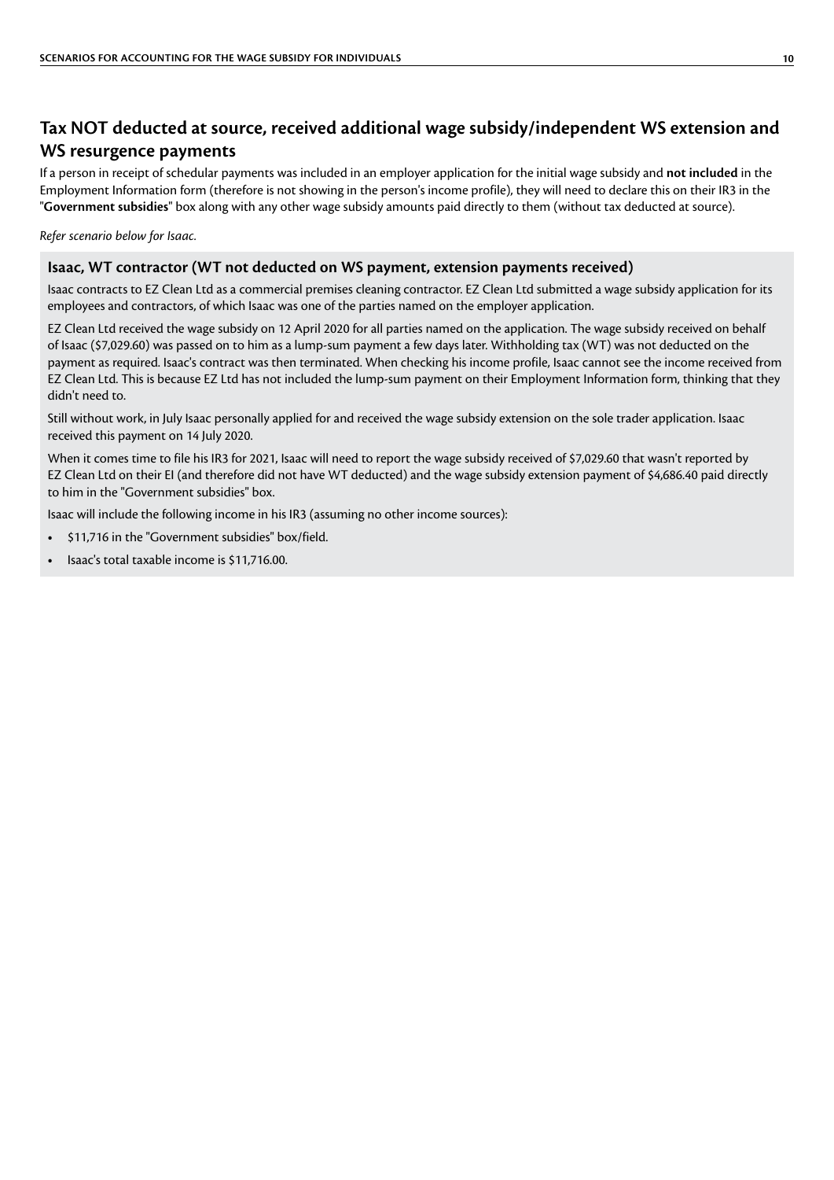## Tax NOT deducted at source, received additional wage subsidy/independent WS extension and WS resurgence payments

If a person in receipt of schedular payments was included in an employer application for the initial wage subsidy and **not included** in the Employment Information form (therefore is not showing in the person's income profile), they will need to declare this on their IR3 in the "**Government subsidies**" box along with any other wage subsidy amounts paid directly to them (without tax deducted at source).

*Refer scenario below for Isaac.*

### Isaac, WT contractor (WT not deducted on WS payment, extension payments received)

Isaac contracts to EZ Clean Ltd as a commercial premises cleaning contractor. EZ Clean Ltd submitted a wage subsidy application for its employees and contractors, of which Isaac was one of the parties named on the employer application.

EZ Clean Ltd received the wage subsidy on 12 April 2020 for all parties named on the application. The wage subsidy received on behalf of Isaac ($7,029.60) was passed on to him as a lump-sum payment a few days later. Withholding tax (WT) was not deducted on the payment as required. Isaac's contract was then terminated. When checking his income profile, Isaac cannot see the income received from EZ Clean Ltd. This is because EZ Ltd has not included the lump-sum payment on their Employment Information form, thinking that they didn't need to.

Still without work, in July Isaac personally applied for and received the wage subsidy extension on the sole trader application. Isaac received this payment on 14 July 2020.

When it comes time to file his IR3 for 2021, Isaac will need to report the wage subsidy received of $7,029.60 that wasn't reported by EZ Clean Ltd on their EI (and therefore did not have WT deducted) and the wage subsidy extension payment of $4,686.40 paid directly to him in the "Government subsidies" box.

Isaac will include the following income in his IR3 (assuming no other income sources):

- $11,716 in the "Government subsidies" box/field.
- Isaac's total taxable income is $11,716.00.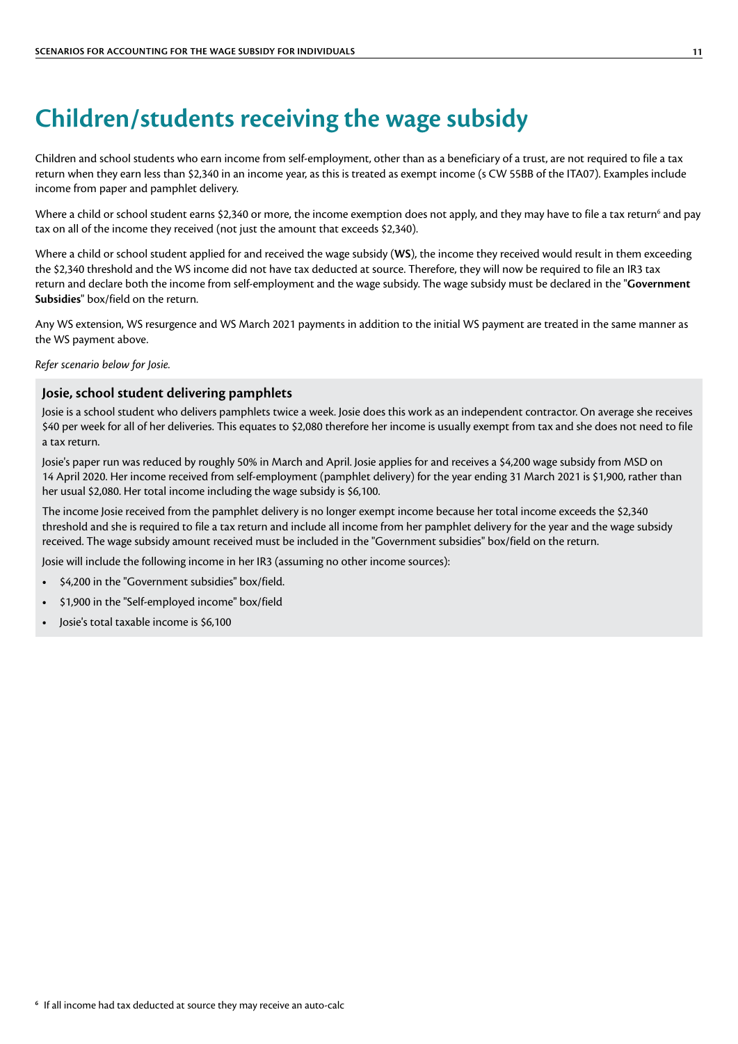# Children/students receiving the wage subsidy

Children and school students who earn income from self-employment, other than as a beneficiary of a trust, are not required to file a tax return when they earn less than $2,340 in an income year, as this is treated as exempt income (s CW 55BB of the ITA07). Examples include income from paper and pamphlet delivery.

Where a child or school student earns $2,340 or more, the income exemption does not apply, and they may have to file a tax return[6] and pay tax on all of the income they received (not just the amount that exceeds $2,340).

Where a child or school student applied for and received the wage subsidy (**WS**), the income they received would result in them exceeding the $2,340 threshold and the WS income did not have tax deducted at source. Therefore, they will now be required to file an IR3 tax return and declare both the income from self-employment and the wage subsidy. The wage subsidy must be declared in the "**Government Subsidies**" box/field on the return.

Any WS extension, WS resurgence and WS March 2021 payments in addition to the initial WS payment are treated in the same manner as the WS payment above.

*Refer scenario below for Josie.*

### Josie, school student delivering pamphlets

Josie is a school student who delivers pamphlets twice a week. Josie does this work as an independent contractor. On average she receives $40 per week for all of her deliveries. This equates to $2,080 therefore her income is usually exempt from tax and she does not need to file a tax return.

Josie's paper run was reduced by roughly 50% in March and April. Josie applies for and receives a $4,200 wage subsidy from MSD on 14 April 2020. Her income received from self-employment (pamphlet delivery) for the year ending 31 March 2021 is $1,900, rather than her usual $2,080. Her total income including the wage subsidy is $6,100.

The income Josie received from the pamphlet delivery is no longer exempt income because her total income exceeds the $2,340 threshold and she is required to file a tax return and include all income from her pamphlet delivery for the year and the wage subsidy received. The wage subsidy amount received must be included in the "Government subsidies" box/field on the return.

Josie will include the following income in her IR3 (assuming no other income sources):

- $4,200 in the "Government subsidies" box/field.
- $1,900 in the "Self-employed income" box/field
- Josie's total taxable income is $6,100

[6] If all income had tax deducted at source they may receive an auto-calc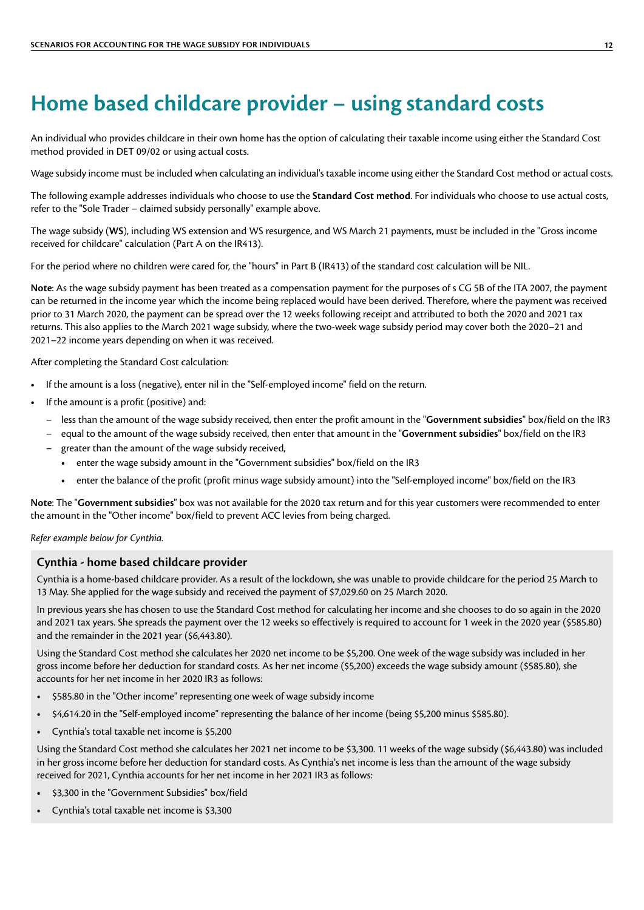# Home based childcare provider – using standard costs

An individual who provides childcare in their own home has the option of calculating their taxable income using either the Standard Cost method provided in DET 09/02 or using actual costs.

Wage subsidy income must be included when calculating an individual's taxable income using either the Standard Cost method or actual costs.

The following example addresses individuals who choose to use the **Standard Cost method**. For individuals who choose to use actual costs, refer to the "Sole Trader – claimed subsidy personally" example above.

The wage subsidy (**WS**), including WS extension and WS resurgence, and WS March 21 payments, must be included in the "Gross income received for childcare" calculation (Part A on the IR413).

For the period where no children were cared for, the "hours" in Part B (IR413) of the standard cost calculation will be NIL.

**Note**: As the wage subsidy payment has been treated as a compensation payment for the purposes of s CG 5B of the ITA 2007, the payment can be returned in the income year which the income being replaced would have been derived. Therefore, where the payment was received prior to 31 March 2020, the payment can be spread over the 12 weeks following receipt and attributed to both the 2020 and 2021 tax returns. This also applies to the March 2021 wage subsidy, where the two-week wage subsidy period may cover both the 2020–21 and 2021–22 income years depending on when it was received.

After completing the Standard Cost calculation:

- If the amount is a loss (negative), enter nil in the "Self-employed income" field on the return.
- If the amount is a profit (positive) and:
  - less than the amount of the wage subsidy received, then enter the profit amount in the "**Government subsidies**" box/field on the IR3
  - equal to the amount of the wage subsidy received, then enter that amount in the "**Government subsidies**" box/field on the IR3
  - greater than the amount of the wage subsidy received,
    - enter the wage subsidy amount in the "Government subsidies" box/field on the IR3
    - enter the balance of the profit (profit minus wage subsidy amount) into the "Self-employed income" box/field on the IR3

**Note**: The "**Government subsidies**" box was not available for the 2020 tax return and for this year customers were recommended to enter the amount in the "Other income" box/field to prevent ACC levies from being charged.

*Refer example below for Cynthia.*

### Cynthia - home based childcare provider

Cynthia is a home-based childcare provider. As a result of the lockdown, she was unable to provide childcare for the period 25 March to 13 May. She applied for the wage subsidy and received the payment of $7,029.60 on 25 March 2020.

In previous years she has chosen to use the Standard Cost method for calculating her income and she chooses to do so again in the 2020 and 2021 tax years. She spreads the payment over the 12 weeks so effectively is required to account for 1 week in the 2020 year ($585.80) and the remainder in the 2021 year ($6,443.80).

Using the Standard Cost method she calculates her 2020 net income to be $5,200. One week of the wage subsidy was included in her gross income before her deduction for standard costs. As her net income ($5,200) exceeds the wage subsidy amount ($585.80), she accounts for her net income in her 2020 IR3 as follows:

- $585.80 in the "Other income" representing one week of wage subsidy income
- $4,614.20 in the "Self-employed income" representing the balance of her income (being $5,200 minus $585.80).
- Cynthia's total taxable net income is $5,200

Using the Standard Cost method she calculates her 2021 net income to be $3,300. 11 weeks of the wage subsidy ($6,443.80) was included in her gross income before her deduction for standard costs. As Cynthia's net income is less than the amount of the wage subsidy received for 2021, Cynthia accounts for her net income in her 2021 IR3 as follows:

- $3,300 in the "Government Subsidies" box/field
- Cynthia's total taxable net income is $3,300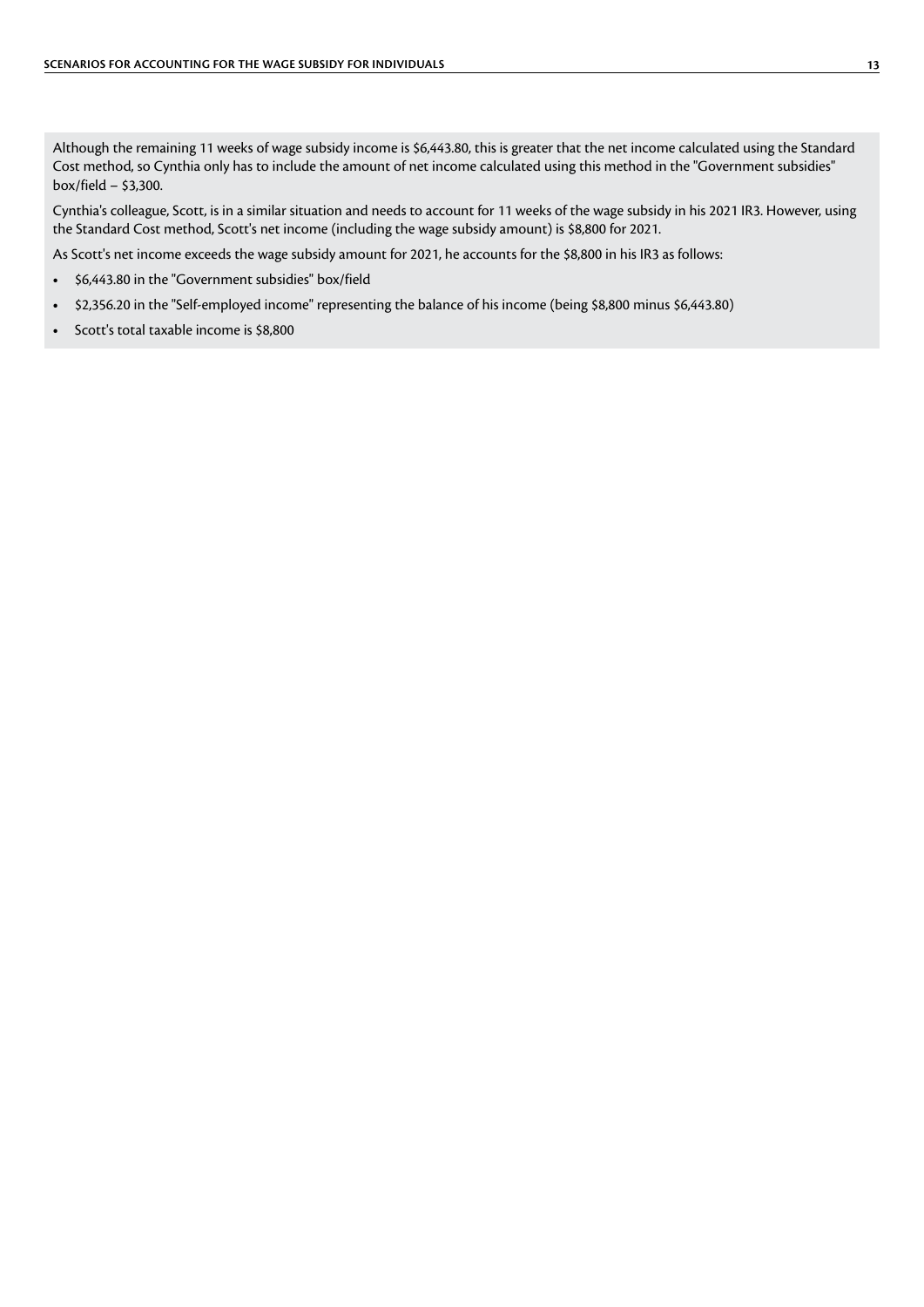Although the remaining 11 weeks of wage subsidy income is $6,443.80, this is greater that the net income calculated using the Standard Cost method, so Cynthia only has to include the amount of net income calculated using this method in the "Government subsidies" box/field – $3,300.

Cynthia's colleague, Scott, is in a similar situation and needs to account for 11 weeks of the wage subsidy in his 2021 IR3. However, using the Standard Cost method, Scott's net income (including the wage subsidy amount) is $8,800 for 2021.

As Scott's net income exceeds the wage subsidy amount for 2021, he accounts for the $8,800 in his IR3 as follows:

- $6,443.80 in the "Government subsidies" box/field
- $2,356.20 in the "Self-employed income" representing the balance of his income (being $8,800 minus $6,443.80)
- Scott's total taxable income is $8,800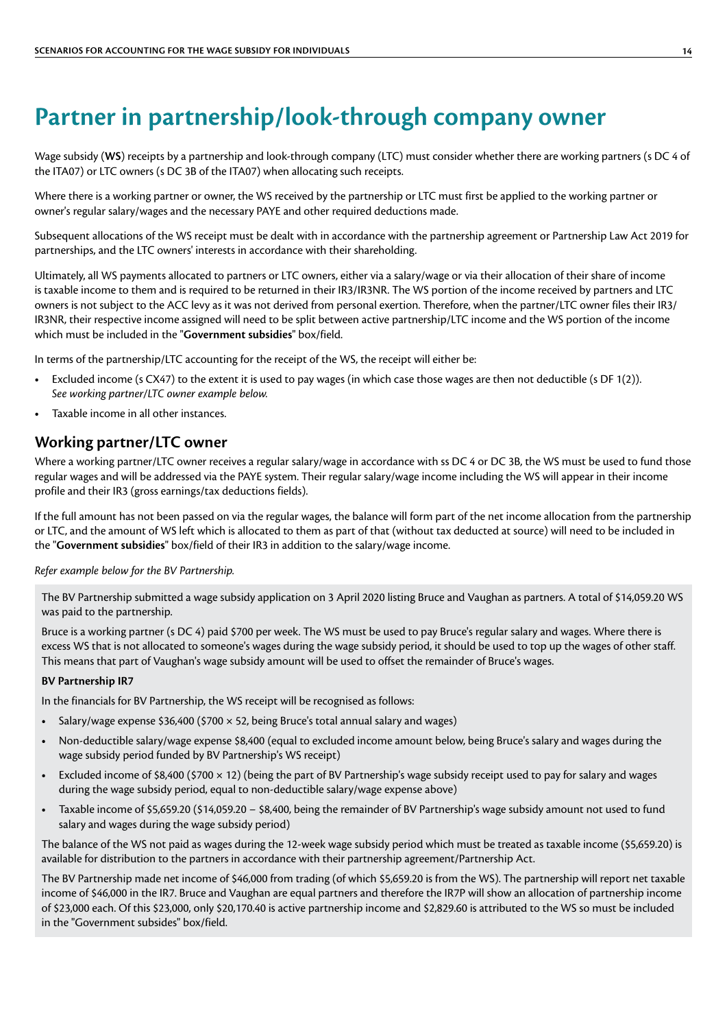# Partner in partnership/look-through company owner

Wage subsidy (**WS**) receipts by a partnership and look-through company (LTC) must consider whether there are working partners (s DC 4 of the ITA07) or LTC owners (s DC 3B of the ITA07) when allocating such receipts.

Where there is a working partner or owner, the WS received by the partnership or LTC must first be applied to the working partner or owner's regular salary/wages and the necessary PAYE and other required deductions made.

Subsequent allocations of the WS receipt must be dealt with in accordance with the partnership agreement or Partnership Law Act 2019 for partnerships, and the LTC owners' interests in accordance with their shareholding.

Ultimately, all WS payments allocated to partners or LTC owners, either via a salary/wage or via their allocation of their share of income is taxable income to them and is required to be returned in their IR3/IR3NR. The WS portion of the income received by partners and LTC owners is not subject to the ACC levy as it was not derived from personal exertion. Therefore, when the partner/LTC owner files their IR3/IR3NR, their respective income assigned will need to be split between active partnership/LTC income and the WS portion of the income which must be included in the "**Government subsidies**" box/field.

In terms of the partnership/LTC accounting for the receipt of the WS, the receipt will either be:

- Excluded income (s CX47) to the extent it is used to pay wages (in which case those wages are then not deductible (s DF 1(2)). *See working partner/LTC owner example below.*
- Taxable income in all other instances.

## Working partner/LTC owner

Where a working partner/LTC owner receives a regular salary/wage in accordance with ss DC 4 or DC 3B, the WS must be used to fund those regular wages and will be addressed via the PAYE system. Their regular salary/wage income including the WS will appear in their income profile and their IR3 (gross earnings/tax deductions fields).

If the full amount has not been passed on via the regular wages, the balance will form part of the net income allocation from the partnership or LTC, and the amount of WS left which is allocated to them as part of that (without tax deducted at source) will need to be included in the "**Government subsidies**" box/field of their IR3 in addition to the salary/wage income.

*Refer example below for the BV Partnership.*

The BV Partnership submitted a wage subsidy application on 3 April 2020 listing Bruce and Vaughan as partners. A total of $14,059.20 WS was paid to the partnership.

Bruce is a working partner (s DC 4) paid $700 per week. The WS must be used to pay Bruce's regular salary and wages. Where there is excess WS that is not allocated to someone's wages during the wage subsidy period, it should be used to top up the wages of other staff. This means that part of Vaughan's wage subsidy amount will be used to offset the remainder of Bruce's wages.

**BV Partnership IR7**

In the financials for BV Partnership, the WS receipt will be recognised as follows:

- Salary/wage expense $36,400 ($700 × 52, being Bruce's total annual salary and wages)
- Non-deductible salary/wage expense $8,400 (equal to excluded income amount below, being Bruce's salary and wages during the wage subsidy period funded by BV Partnership's WS receipt)
- Excluded income of $8,400 ($700 × 12) (being the part of BV Partnership's wage subsidy receipt used to pay for salary and wages during the wage subsidy period, equal to non-deductible salary/wage expense above)
- Taxable income of $5,659.20 ($14,059.20 – $8,400, being the remainder of BV Partnership's wage subsidy amount not used to fund salary and wages during the wage subsidy period)

The balance of the WS not paid as wages during the 12-week wage subsidy period which must be treated as taxable income ($5,659.20) is available for distribution to the partners in accordance with their partnership agreement/Partnership Act.

The BV Partnership made net income of $46,000 from trading (of which $5,659.20 is from the WS). The partnership will report net taxable income of $46,000 in the IR7. Bruce and Vaughan are equal partners and therefore the IR7P will show an allocation of partnership income of $23,000 each. Of this $23,000, only $20,170.40 is active partnership income and $2,829.60 is attributed to the WS so must be included in the "Government subsides" box/field.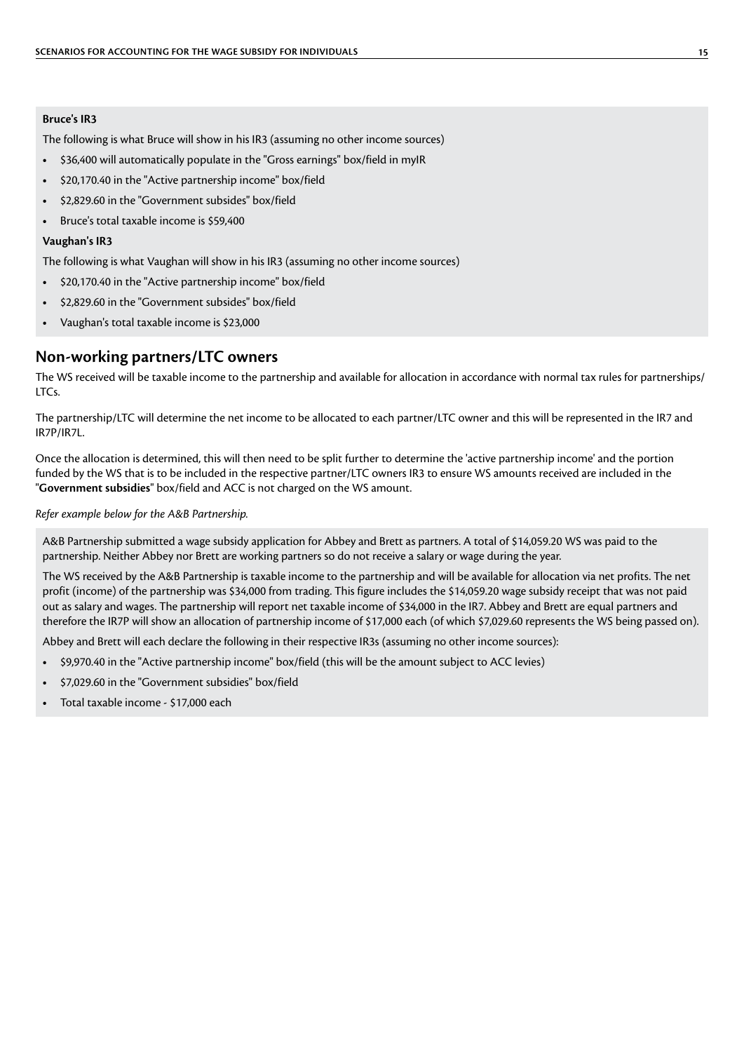**Bruce's IR3**

The following is what Bruce will show in his IR3 (assuming no other income sources)

- $36,400 will automatically populate in the "Gross earnings" box/field in myIR
- $20,170.40 in the "Active partnership income" box/field
- $2,829.60 in the "Government subsides" box/field
- Bruce's total taxable income is $59,400

**Vaughan's IR3**

The following is what Vaughan will show in his IR3 (assuming no other income sources)

- $20,170.40 in the "Active partnership income" box/field
- $2,829.60 in the "Government subsides" box/field
- Vaughan's total taxable income is $23,000

## Non-working partners/LTC owners

The WS received will be taxable income to the partnership and available for allocation in accordance with normal tax rules for partnerships/ LTCs.

The partnership/LTC will determine the net income to be allocated to each partner/LTC owner and this will be represented in the IR7 and IR7P/IR7L.

Once the allocation is determined, this will then need to be split further to determine the 'active partnership income' and the portion funded by the WS that is to be included in the respective partner/LTC owners IR3 to ensure WS amounts received are included in the "**Government subsidies**" box/field and ACC is not charged on the WS amount.

*Refer example below for the A&B Partnership.*

A&B Partnership submitted a wage subsidy application for Abbey and Brett as partners. A total of $14,059.20 WS was paid to the partnership. Neither Abbey nor Brett are working partners so do not receive a salary or wage during the year.

The WS received by the A&B Partnership is taxable income to the partnership and will be available for allocation via net profits. The net profit (income) of the partnership was $34,000 from trading. This figure includes the $14,059.20 wage subsidy receipt that was not paid out as salary and wages. The partnership will report net taxable income of $34,000 in the IR7. Abbey and Brett are equal partners and therefore the IR7P will show an allocation of partnership income of $17,000 each (of which $7,029.60 represents the WS being passed on).

Abbey and Brett will each declare the following in their respective IR3s (assuming no other income sources):

- $9,970.40 in the "Active partnership income" box/field (this will be the amount subject to ACC levies)
- $7,029.60 in the "Government subsidies" box/field
- Total taxable income - $17,000 each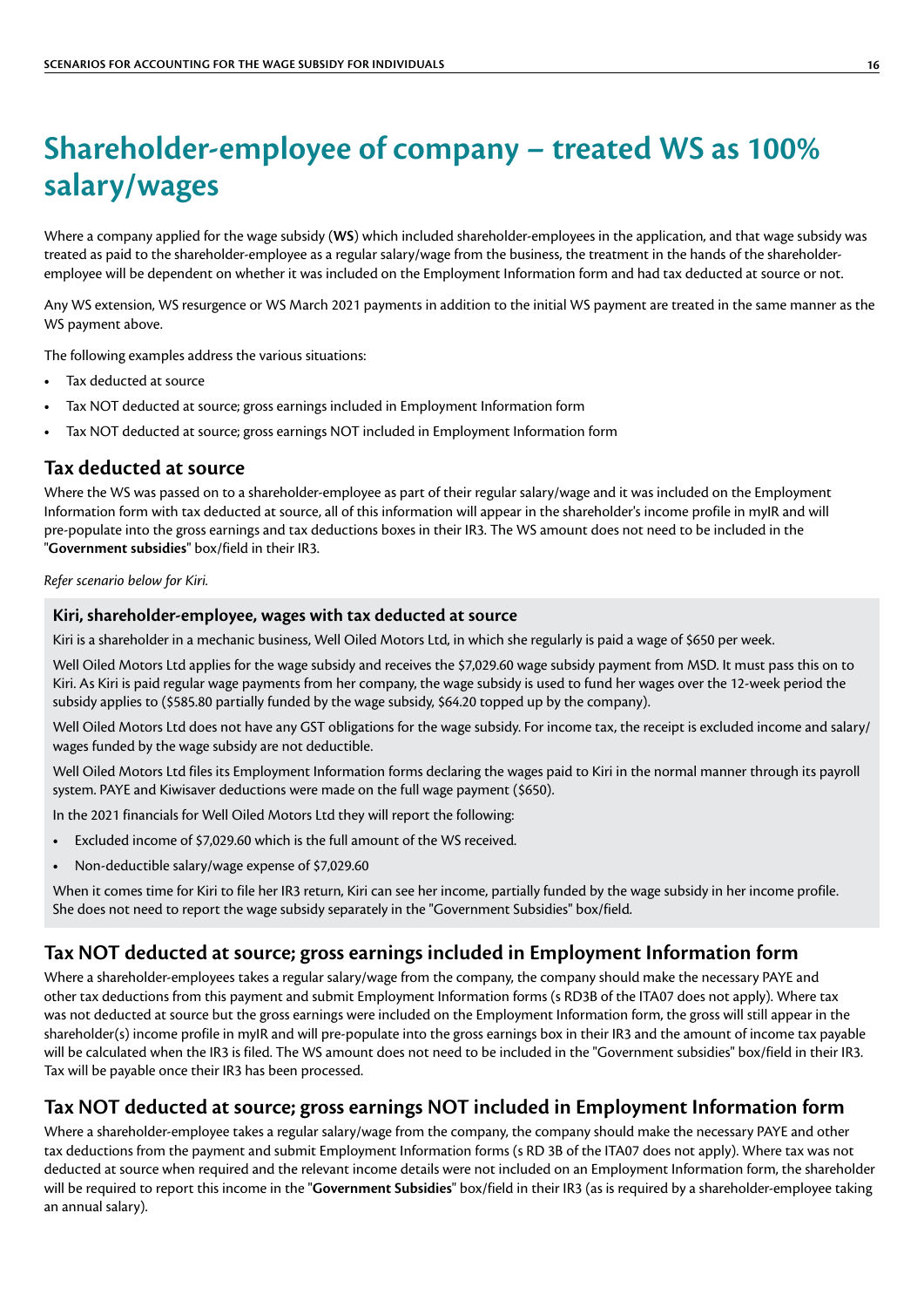# Shareholder-employee of company – treated WS as 100% salary/wages

Where a company applied for the wage subsidy (**WS**) which included shareholder-employees in the application, and that wage subsidy was treated as paid to the shareholder-employee as a regular salary/wage from the business, the treatment in the hands of the shareholder-employee will be dependent on whether it was included on the Employment Information form and had tax deducted at source or not.

Any WS extension, WS resurgence or WS March 2021 payments in addition to the initial WS payment are treated in the same manner as the WS payment above.

The following examples address the various situations:

- Tax deducted at source
- Tax NOT deducted at source; gross earnings included in Employment Information form
- Tax NOT deducted at source; gross earnings NOT included in Employment Information form

## Tax deducted at source

Where the WS was passed on to a shareholder-employee as part of their regular salary/wage and it was included on the Employment Information form with tax deducted at source, all of this information will appear in the shareholder's income profile in myIR and will pre-populate into the gross earnings and tax deductions boxes in their IR3. The WS amount does not need to be included in the "**Government subsidies**" box/field in their IR3.

*Refer scenario below for Kiri.*

### Kiri, shareholder-employee, wages with tax deducted at source

Kiri is a shareholder in a mechanic business, Well Oiled Motors Ltd, in which she regularly is paid a wage of $650 per week.

Well Oiled Motors Ltd applies for the wage subsidy and receives the $7,029.60 wage subsidy payment from MSD. It must pass this on to Kiri. As Kiri is paid regular wage payments from her company, the wage subsidy is used to fund her wages over the 12-week period the subsidy applies to ($585.80 partially funded by the wage subsidy, $64.20 topped up by the company).

Well Oiled Motors Ltd does not have any GST obligations for the wage subsidy. For income tax, the receipt is excluded income and salary/wages funded by the wage subsidy are not deductible.

Well Oiled Motors Ltd files its Employment Information forms declaring the wages paid to Kiri in the normal manner through its payroll system. PAYE and Kiwisaver deductions were made on the full wage payment ($650).

In the 2021 financials for Well Oiled Motors Ltd they will report the following:

- Excluded income of $7,029.60 which is the full amount of the WS received.
- Non-deductible salary/wage expense of $7,029.60

When it comes time for Kiri to file her IR3 return, Kiri can see her income, partially funded by the wage subsidy in her income profile. She does not need to report the wage subsidy separately in the "Government Subsidies" box/field.

## Tax NOT deducted at source; gross earnings included in Employment Information form

Where a shareholder-employees takes a regular salary/wage from the company, the company should make the necessary PAYE and other tax deductions from this payment and submit Employment Information forms (s RD3B of the ITA07 does not apply). Where tax was not deducted at source but the gross earnings were included on the Employment Information form, the gross will still appear in the shareholder(s) income profile in myIR and will pre-populate into the gross earnings box in their IR3 and the amount of income tax payable will be calculated when the IR3 is filed. The WS amount does not need to be included in the "Government subsidies" box/field in their IR3. Tax will be payable once their IR3 has been processed.

## Tax NOT deducted at source; gross earnings NOT included in Employment Information form

Where a shareholder-employee takes a regular salary/wage from the company, the company should make the necessary PAYE and other tax deductions from the payment and submit Employment Information forms (s RD 3B of the ITA07 does not apply). Where tax was not deducted at source when required and the relevant income details were not included on an Employment Information form, the shareholder will be required to report this income in the "**Government Subsidies**" box/field in their IR3 (as is required by a shareholder-employee taking an annual salary).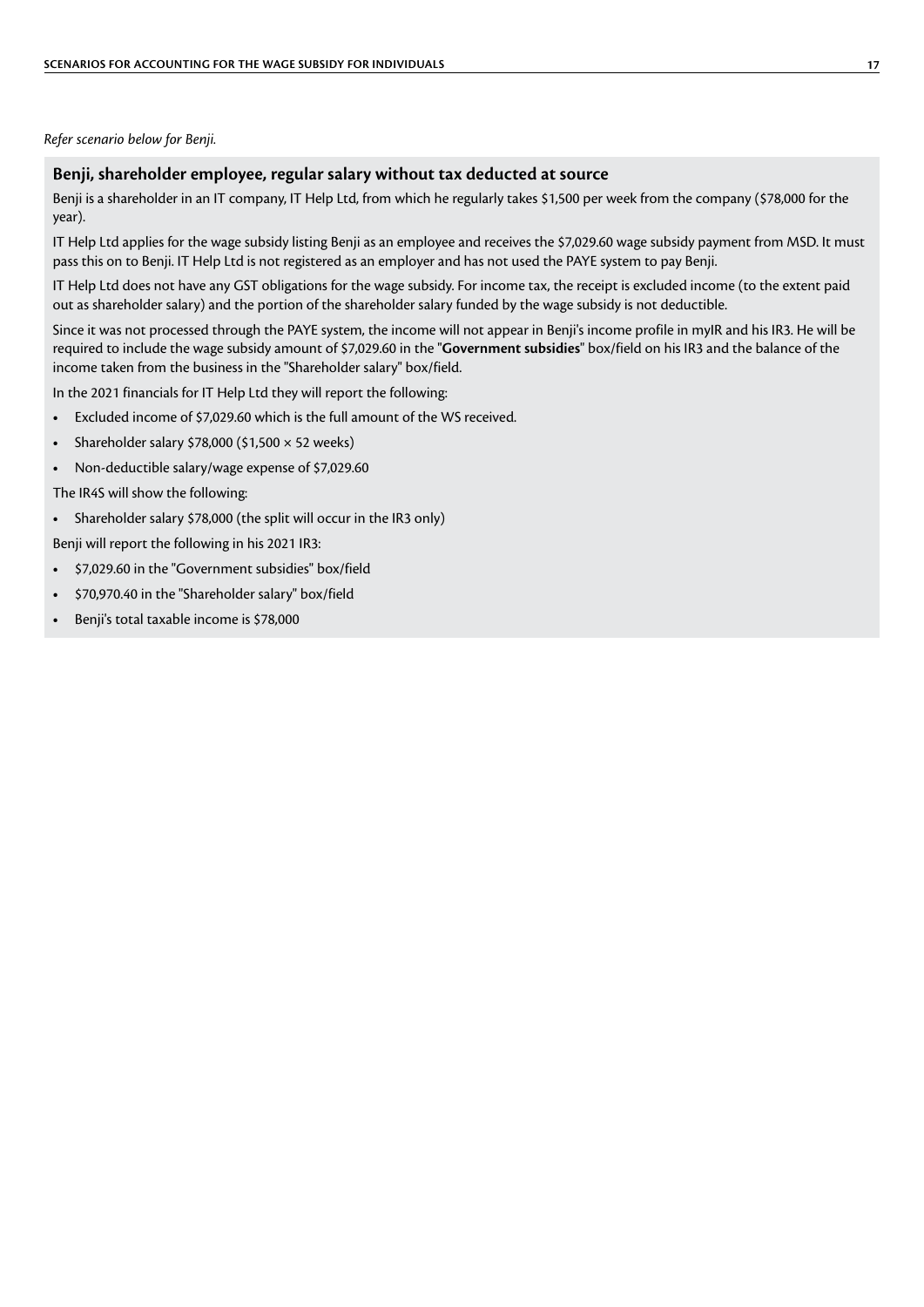*Refer scenario below for Benji.*

## Benji, shareholder employee, regular salary without tax deducted at source

Benji is a shareholder in an IT company, IT Help Ltd, from which he regularly takes $1,500 per week from the company ($78,000 for the year).

IT Help Ltd applies for the wage subsidy listing Benji as an employee and receives the $7,029.60 wage subsidy payment from MSD. It must pass this on to Benji. IT Help Ltd is not registered as an employer and has not used the PAYE system to pay Benji.

IT Help Ltd does not have any GST obligations for the wage subsidy. For income tax, the receipt is excluded income (to the extent paid out as shareholder salary) and the portion of the shareholder salary funded by the wage subsidy is not deductible.

Since it was not processed through the PAYE system, the income will not appear in Benji's income profile in myIR and his IR3. He will be required to include the wage subsidy amount of $7,029.60 in the "**Government subsidies**" box/field on his IR3 and the balance of the income taken from the business in the "Shareholder salary" box/field.

In the 2021 financials for IT Help Ltd they will report the following:

- Excluded income of $7,029.60 which is the full amount of the WS received.
- Shareholder salary $78,000 ($1,500 × 52 weeks)
- Non-deductible salary/wage expense of $7,029.60

The IR4S will show the following:

- Shareholder salary $78,000 (the split will occur in the IR3 only)

Benji will report the following in his 2021 IR3:

- $7,029.60 in the "Government subsidies" box/field
- $70,970.40 in the "Shareholder salary" box/field
- Benji's total taxable income is $78,000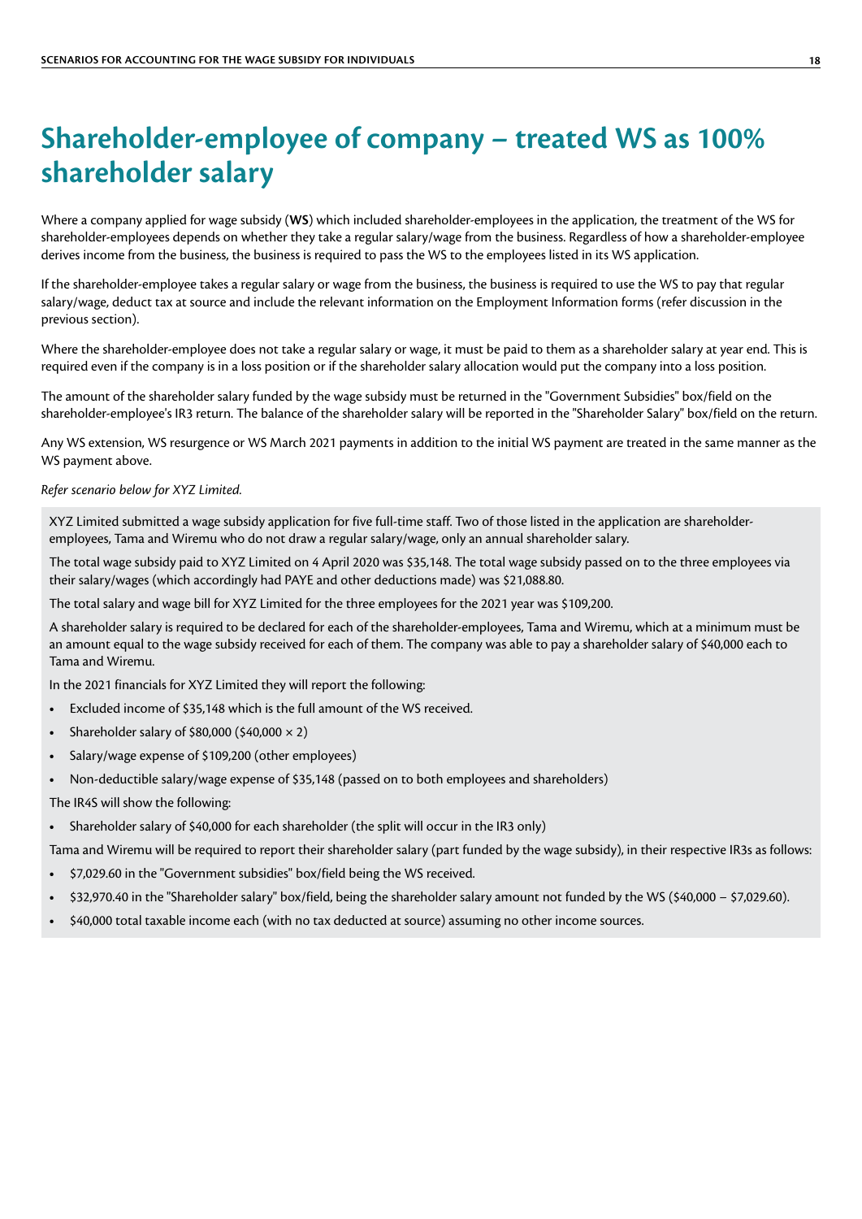# Shareholder-employee of company – treated WS as 100% shareholder salary

Where a company applied for wage subsidy (**WS**) which included shareholder-employees in the application, the treatment of the WS for shareholder-employees depends on whether they take a regular salary/wage from the business. Regardless of how a shareholder-employee derives income from the business, the business is required to pass the WS to the employees listed in its WS application.

If the shareholder-employee takes a regular salary or wage from the business, the business is required to use the WS to pay that regular salary/wage, deduct tax at source and include the relevant information on the Employment Information forms (refer discussion in the previous section).

Where the shareholder-employee does not take a regular salary or wage, it must be paid to them as a shareholder salary at year end. This is required even if the company is in a loss position or if the shareholder salary allocation would put the company into a loss position.

The amount of the shareholder salary funded by the wage subsidy must be returned in the "Government Subsidies" box/field on the shareholder-employee's IR3 return. The balance of the shareholder salary will be reported in the "Shareholder Salary" box/field on the return.

Any WS extension, WS resurgence or WS March 2021 payments in addition to the initial WS payment are treated in the same manner as the WS payment above.

*Refer scenario below for XYZ Limited.*

XYZ Limited submitted a wage subsidy application for five full-time staff. Two of those listed in the application are shareholder-employees, Tama and Wiremu who do not draw a regular salary/wage, only an annual shareholder salary.

The total wage subsidy paid to XYZ Limited on 4 April 2020 was $35,148. The total wage subsidy passed on to the three employees via their salary/wages (which accordingly had PAYE and other deductions made) was $21,088.80.

The total salary and wage bill for XYZ Limited for the three employees for the 2021 year was $109,200.

A shareholder salary is required to be declared for each of the shareholder-employees, Tama and Wiremu, which at a minimum must be an amount equal to the wage subsidy received for each of them. The company was able to pay a shareholder salary of $40,000 each to Tama and Wiremu.

In the 2021 financials for XYZ Limited they will report the following:

- Excluded income of $35,148 which is the full amount of the WS received.
- Shareholder salary of $80,000 ($40,000 × 2)
- Salary/wage expense of $109,200 (other employees)
- Non-deductible salary/wage expense of $35,148 (passed on to both employees and shareholders)

The IR4S will show the following:

- Shareholder salary of $40,000 for each shareholder (the split will occur in the IR3 only)

Tama and Wiremu will be required to report their shareholder salary (part funded by the wage subsidy), in their respective IR3s as follows:

- $7,029.60 in the "Government subsidies" box/field being the WS received.
- $32,970.40 in the "Shareholder salary" box/field, being the shareholder salary amount not funded by the WS ($40,000 – $7,029.60).
- $40,000 total taxable income each (with no tax deducted at source) assuming no other income sources.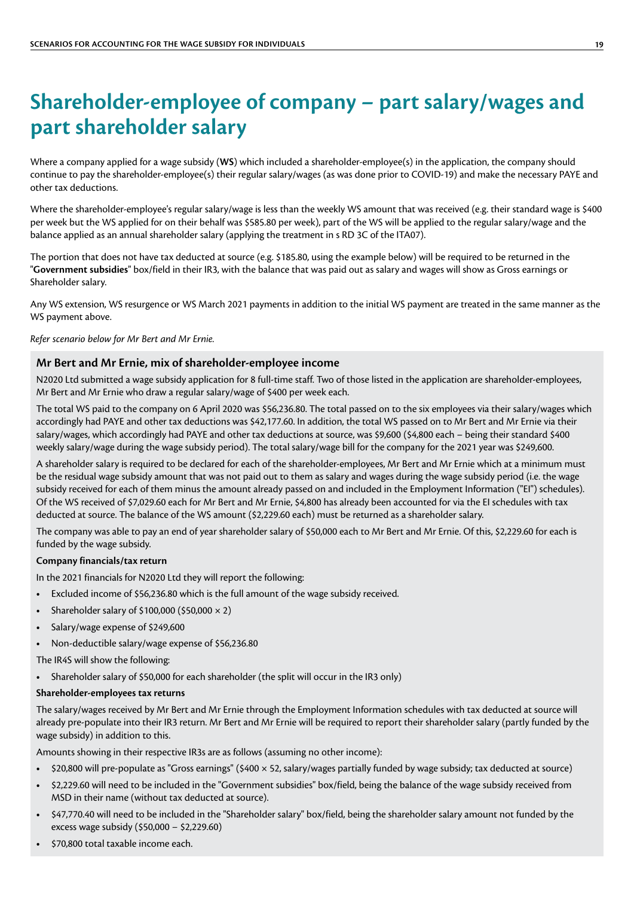# Shareholder-employee of company – part salary/wages and part shareholder salary

Where a company applied for a wage subsidy (**WS**) which included a shareholder-employee(s) in the application, the company should continue to pay the shareholder-employee(s) their regular salary/wages (as was done prior to COVID-19) and make the necessary PAYE and other tax deductions.

Where the shareholder-employee's regular salary/wage is less than the weekly WS amount that was received (e.g. their standard wage is $400 per week but the WS applied for on their behalf was $585.80 per week), part of the WS will be applied to the regular salary/wage and the balance applied as an annual shareholder salary (applying the treatment in s RD 3C of the ITA07).

The portion that does not have tax deducted at source (e.g. $185.80, using the example below) will be required to be returned in the "**Government subsidies**" box/field in their IR3, with the balance that was paid out as salary and wages will show as Gross earnings or Shareholder salary.

Any WS extension, WS resurgence or WS March 2021 payments in addition to the initial WS payment are treated in the same manner as the WS payment above.

*Refer scenario below for Mr Bert and Mr Ernie.*

### Mr Bert and Mr Ernie, mix of shareholder-employee income

N2020 Ltd submitted a wage subsidy application for 8 full-time staff. Two of those listed in the application are shareholder-employees, Mr Bert and Mr Ernie who draw a regular salary/wage of $400 per week each.

The total WS paid to the company on 6 April 2020 was $56,236.80. The total passed on to the six employees via their salary/wages which accordingly had PAYE and other tax deductions was $42,177.60. In addition, the total WS passed on to Mr Bert and Mr Ernie via their salary/wages, which accordingly had PAYE and other tax deductions at source, was $9,600 ($4,800 each – being their standard $400 weekly salary/wage during the wage subsidy period). The total salary/wage bill for the company for the 2021 year was $249,600.

A shareholder salary is required to be declared for each of the shareholder-employees, Mr Bert and Mr Ernie which at a minimum must be the residual wage subsidy amount that was not paid out to them as salary and wages during the wage subsidy period (i.e. the wage subsidy received for each of them minus the amount already passed on and included in the Employment Information ("EI") schedules). Of the WS received of $7,029.60 each for Mr Bert and Mr Ernie, $4,800 has already been accounted for via the EI schedules with tax deducted at source. The balance of the WS amount ($2,229.60 each) must be returned as a shareholder salary.

The company was able to pay an end of year shareholder salary of $50,000 each to Mr Bert and Mr Ernie. Of this, $2,229.60 for each is funded by the wage subsidy.

**Company financials/tax return**

In the 2021 financials for N2020 Ltd they will report the following:

- Excluded income of $56,236.80 which is the full amount of the wage subsidy received.
- Shareholder salary of $100,000 ($50,000 × 2)
- Salary/wage expense of $249,600
- Non-deductible salary/wage expense of $56,236.80

The IR4S will show the following:

- Shareholder salary of $50,000 for each shareholder (the split will occur in the IR3 only)

**Shareholder-employees tax returns**

The salary/wages received by Mr Bert and Mr Ernie through the Employment Information schedules with tax deducted at source will already pre-populate into their IR3 return. Mr Bert and Mr Ernie will be required to report their shareholder salary (partly funded by the wage subsidy) in addition to this.

Amounts showing in their respective IR3s are as follows (assuming no other income):

- $20,800 will pre-populate as "Gross earnings" ($400 × 52, salary/wages partially funded by wage subsidy; tax deducted at source)
- $2,229.60 will need to be included in the "Government subsidies" box/field, being the balance of the wage subsidy received from MSD in their name (without tax deducted at source).
- $47,770.40 will need to be included in the "Shareholder salary" box/field, being the shareholder salary amount not funded by the excess wage subsidy ($50,000 – $2,229.60)
- $70,800 total taxable income each.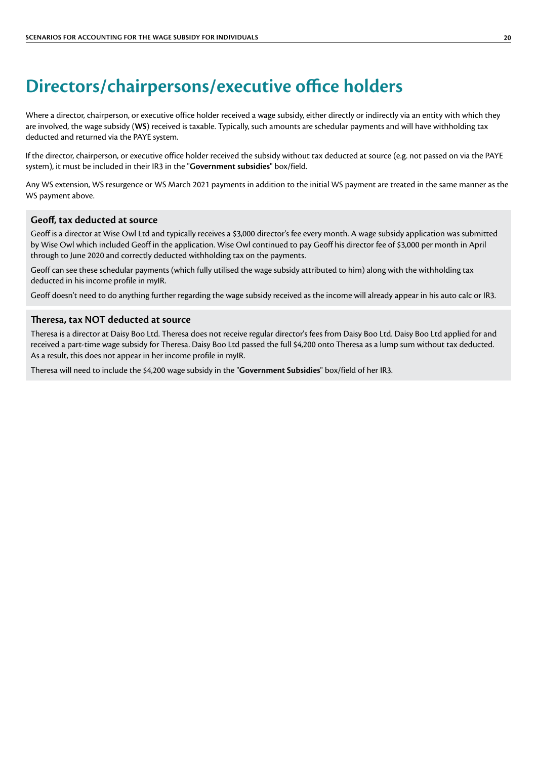# Directors/chairpersons/executive office holders

Where a director, chairperson, or executive office holder received a wage subsidy, either directly or indirectly via an entity with which they are involved, the wage subsidy (**WS**) received is taxable. Typically, such amounts are schedular payments and will have withholding tax deducted and returned via the PAYE system.

If the director, chairperson, or executive office holder received the subsidy without tax deducted at source (e.g. not passed on via the PAYE system), it must be included in their IR3 in the "**Government subsidies**" box/field.

Any WS extension, WS resurgence or WS March 2021 payments in addition to the initial WS payment are treated in the same manner as the WS payment above.

### Geoff, tax deducted at source

Geoff is a director at Wise Owl Ltd and typically receives a $3,000 director's fee every month. A wage subsidy application was submitted by Wise Owl which included Geoff in the application. Wise Owl continued to pay Geoff his director fee of $3,000 per month in April through to June 2020 and correctly deducted withholding tax on the payments.

Geoff can see these schedular payments (which fully utilised the wage subsidy attributed to him) along with the withholding tax deducted in his income profile in myIR.

Geoff doesn't need to do anything further regarding the wage subsidy received as the income will already appear in his auto calc or IR3.

### Theresa, tax NOT deducted at source

Theresa is a director at Daisy Boo Ltd. Theresa does not receive regular director's fees from Daisy Boo Ltd. Daisy Boo Ltd applied for and received a part-time wage subsidy for Theresa. Daisy Boo Ltd passed the full $4,200 onto Theresa as a lump sum without tax deducted. As a result, this does not appear in her income profile in myIR.

Theresa will need to include the $4,200 wage subsidy in the "**Government Subsidies**" box/field of her IR3.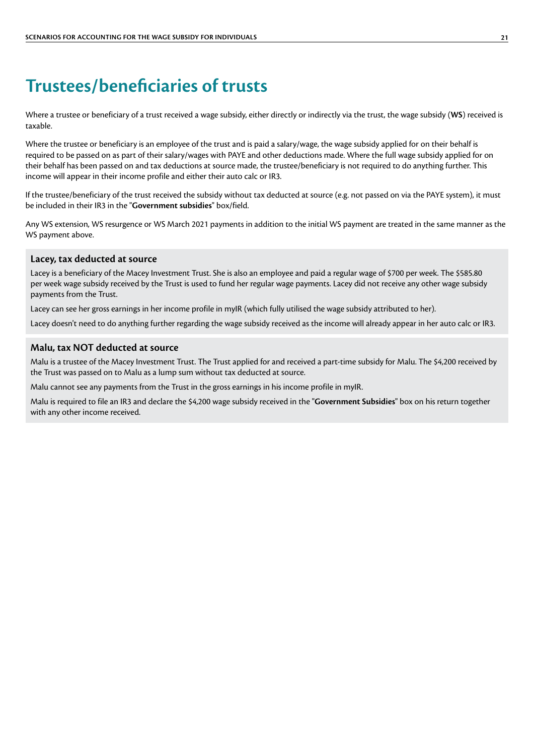# Trustees/beneficiaries of trusts

Where a trustee or beneficiary of a trust received a wage subsidy, either directly or indirectly via the trust, the wage subsidy (**WS**) received is taxable.

Where the trustee or beneficiary is an employee of the trust and is paid a salary/wage, the wage subsidy applied for on their behalf is required to be passed on as part of their salary/wages with PAYE and other deductions made. Where the full wage subsidy applied for on their behalf has been passed on and tax deductions at source made, the trustee/beneficiary is not required to do anything further. This income will appear in their income profile and either their auto calc or IR3.

If the trustee/beneficiary of the trust received the subsidy without tax deducted at source (e.g. not passed on via the PAYE system), it must be included in their IR3 in the "**Government subsidies**" box/field.

Any WS extension, WS resurgence or WS March 2021 payments in addition to the initial WS payment are treated in the same manner as the WS payment above.

### Lacey, tax deducted at source

Lacey is a beneficiary of the Macey Investment Trust. She is also an employee and paid a regular wage of $700 per week. The $585.80 per week wage subsidy received by the Trust is used to fund her regular wage payments. Lacey did not receive any other wage subsidy payments from the Trust.

Lacey can see her gross earnings in her income profile in myIR (which fully utilised the wage subsidy attributed to her).

Lacey doesn't need to do anything further regarding the wage subsidy received as the income will already appear in her auto calc or IR3.

### Malu, tax NOT deducted at source

Malu is a trustee of the Macey Investment Trust. The Trust applied for and received a part-time subsidy for Malu. The $4,200 received by the Trust was passed on to Malu as a lump sum without tax deducted at source.

Malu cannot see any payments from the Trust in the gross earnings in his income profile in myIR.

Malu is required to file an IR3 and declare the $4,200 wage subsidy received in the "**Government Subsidies**" box on his return together with any other income received.